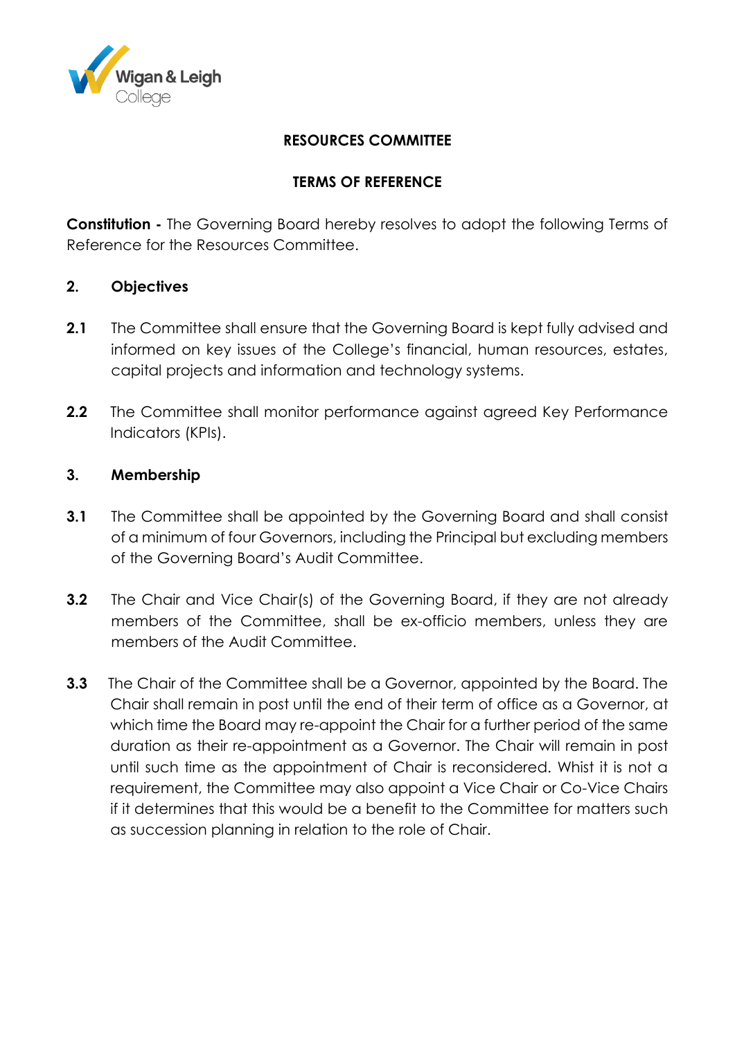# RESOURCES COMMITTEE

## TERMS OF REFERENCE

**Constitution -** The Governing Board hereby resolves to adopt the following Terms of Reference for the Resources Committee.

### 2. Objectives

**2.1** The Committee shall ensure that the Governing Board is kept fully advised and informed on key issues of the College's financial, human resources, estates, capital projects and information and technology systems.

**2.2** The Committee shall monitor performance against agreed Key Performance Indicators (KPIs).

### 3. Membership

**3.1** The Committee shall be appointed by the Governing Board and shall consist of a minimum of four Governors, including the Principal but excluding members of the Governing Board's Audit Committee.

**3.2** The Chair and Vice Chair(s) of the Governing Board, if they are not already members of the Committee, shall be ex-officio members, unless they are members of the Audit Committee.

**3.3** The Chair of the Committee shall be a Governor, appointed by the Board. The Chair shall remain in post until the end of their term of office as a Governor, at which time the Board may re-appoint the Chair for a further period of the same duration as their re-appointment as a Governor. The Chair will remain in post until such time as the appointment of Chair is reconsidered. Whist it is not a requirement, the Committee may also appoint a Vice Chair or Co-Vice Chairs if it determines that this would be a benefit to the Committee for matters such as succession planning in relation to the role of Chair.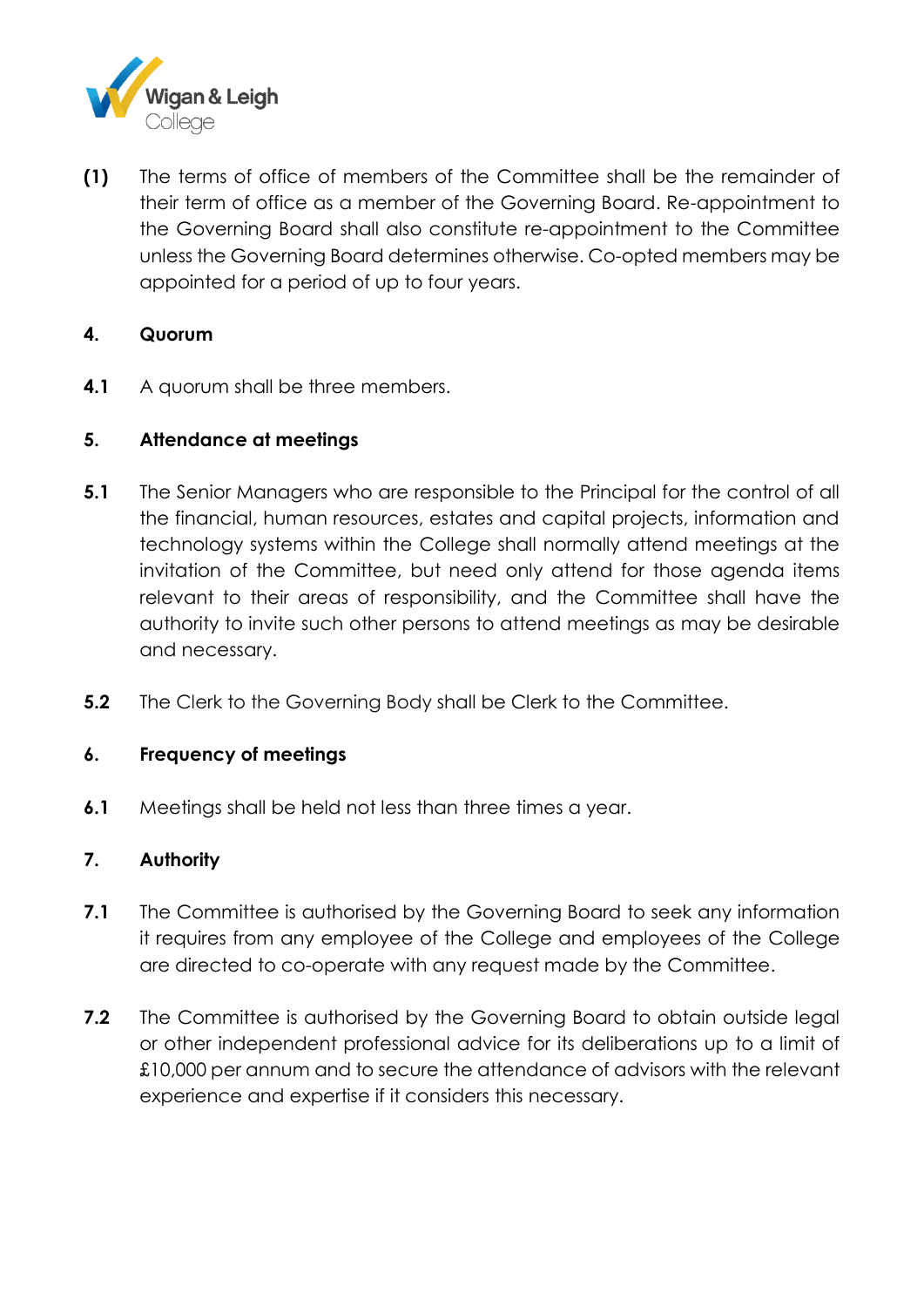**(1)** The terms of office of members of the Committee shall be the remainder of their term of office as a member of the Governing Board. Re-appointment to the Governing Board shall also constitute re-appointment to the Committee unless the Governing Board determines otherwise. Co-opted members may be appointed for a period of up to four years.

## 4. Quorum

**4.1** A quorum shall be three members.

## 5. Attendance at meetings

**5.1** The Senior Managers who are responsible to the Principal for the control of all the financial, human resources, estates and capital projects, information and technology systems within the College shall normally attend meetings at the invitation of the Committee, but need only attend for those agenda items relevant to their areas of responsibility, and the Committee shall have the authority to invite such other persons to attend meetings as may be desirable and necessary.

**5.2** The Clerk to the Governing Body shall be Clerk to the Committee.

## 6. Frequency of meetings

**6.1** Meetings shall be held not less than three times a year.

## 7. Authority

**7.1** The Committee is authorised by the Governing Board to seek any information it requires from any employee of the College and employees of the College are directed to co-operate with any request made by the Committee.

**7.2** The Committee is authorised by the Governing Board to obtain outside legal or other independent professional advice for its deliberations up to a limit of £10,000 per annum and to secure the attendance of advisors with the relevant experience and expertise if it considers this necessary.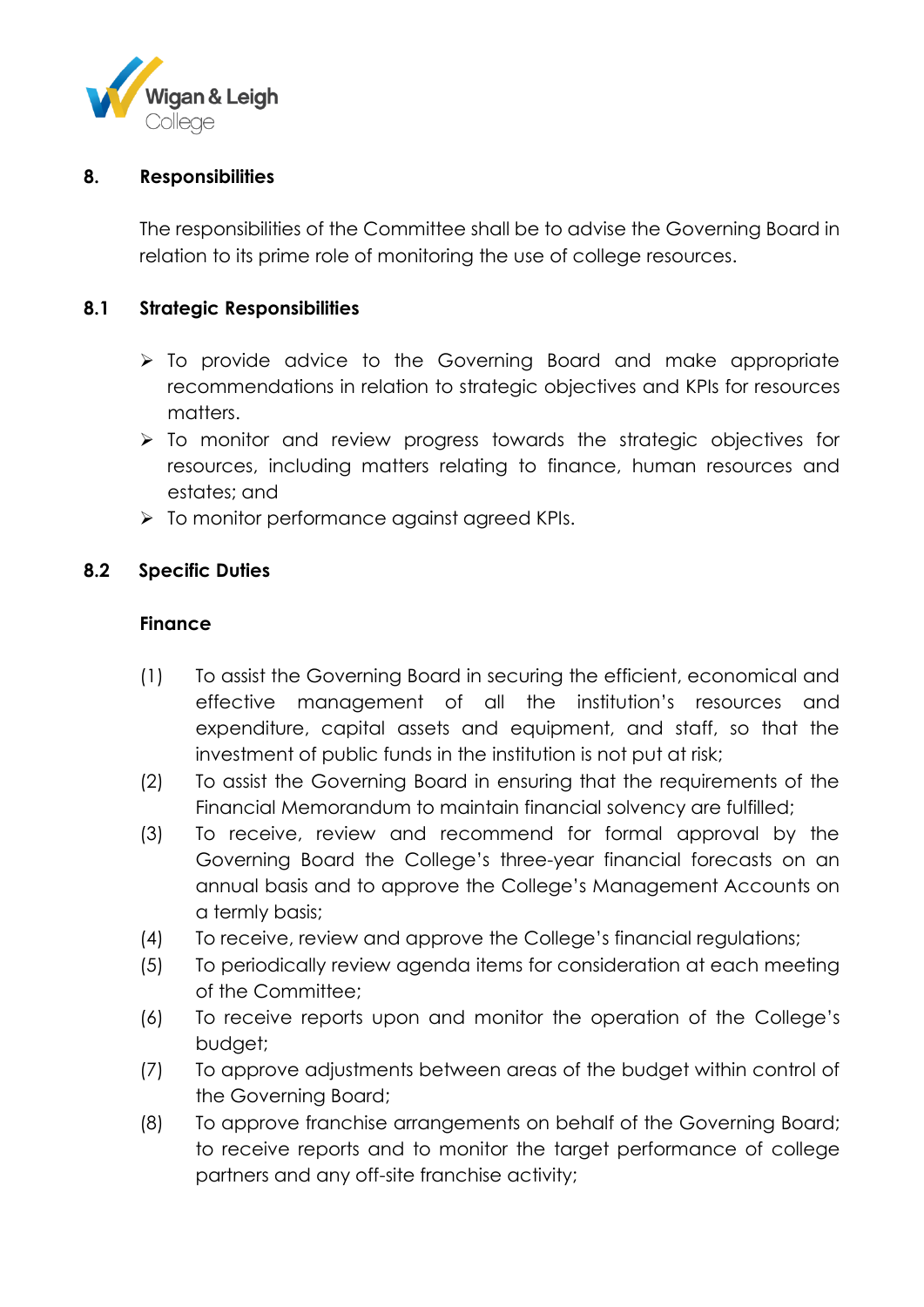## 8. Responsibilities

The responsibilities of the Committee shall be to advise the Governing Board in relation to its prime role of monitoring the use of college resources.

### 8.1 Strategic Responsibilities

- To provide advice to the Governing Board and make appropriate recommendations in relation to strategic objectives and KPIs for resources matters.
- To monitor and review progress towards the strategic objectives for resources, including matters relating to finance, human resources and estates; and
- To monitor performance against agreed KPIs.

### 8.2 Specific Duties

**Finance**

(1) To assist the Governing Board in securing the efficient, economical and effective management of all the institution's resources and expenditure, capital assets and equipment, and staff, so that the investment of public funds in the institution is not put at risk;

(2) To assist the Governing Board in ensuring that the requirements of the Financial Memorandum to maintain financial solvency are fulfilled;

(3) To receive, review and recommend for formal approval by the Governing Board the College's three-year financial forecasts on an annual basis and to approve the College's Management Accounts on a termly basis;

(4) To receive, review and approve the College's financial regulations;

(5) To periodically review agenda items for consideration at each meeting of the Committee;

(6) To receive reports upon and monitor the operation of the College's budget;

(7) To approve adjustments between areas of the budget within control of the Governing Board;

(8) To approve franchise arrangements on behalf of the Governing Board; to receive reports and to monitor the target performance of college partners and any off-site franchise activity;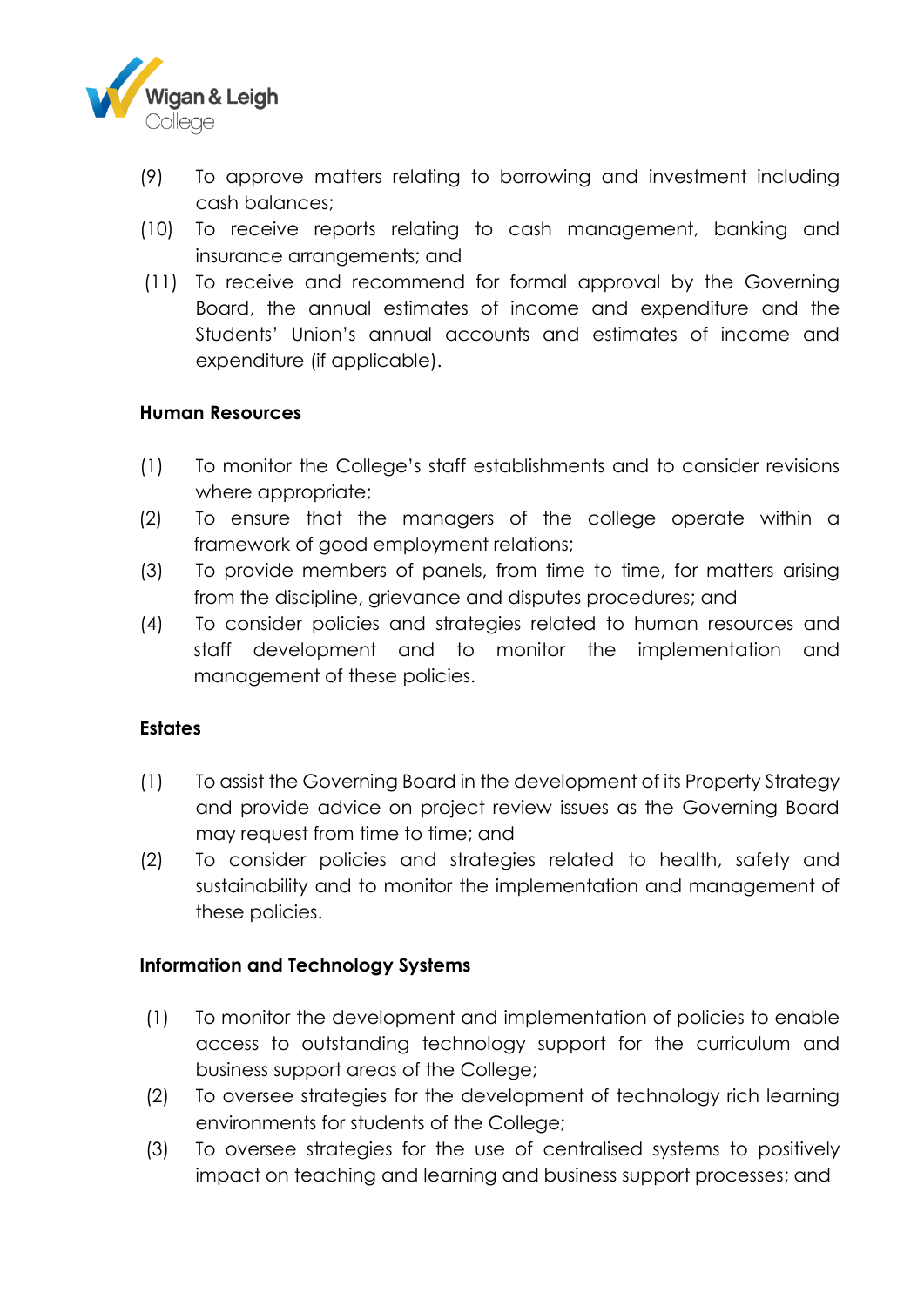(9) To approve matters relating to borrowing and investment including cash balances;

(10) To receive reports relating to cash management, banking and insurance arrangements; and

(11) To receive and recommend for formal approval by the Governing Board, the annual estimates of income and expenditure and the Students' Union's annual accounts and estimates of income and expenditure (if applicable).

**Human Resources**

(1) To monitor the College's staff establishments and to consider revisions where appropriate;

(2) To ensure that the managers of the college operate within a framework of good employment relations;

(3) To provide members of panels, from time to time, for matters arising from the discipline, grievance and disputes procedures; and

(4) To consider policies and strategies related to human resources and staff development and to monitor the implementation and management of these policies.

**Estates**

(1) To assist the Governing Board in the development of its Property Strategy and provide advice on project review issues as the Governing Board may request from time to time; and

(2) To consider policies and strategies related to health, safety and sustainability and to monitor the implementation and management of these policies.

**Information and Technology Systems**

(1) To monitor the development and implementation of policies to enable access to outstanding technology support for the curriculum and business support areas of the College;

(2) To oversee strategies for the development of technology rich learning environments for students of the College;

(3) To oversee strategies for the use of centralised systems to positively impact on teaching and learning and business support processes; and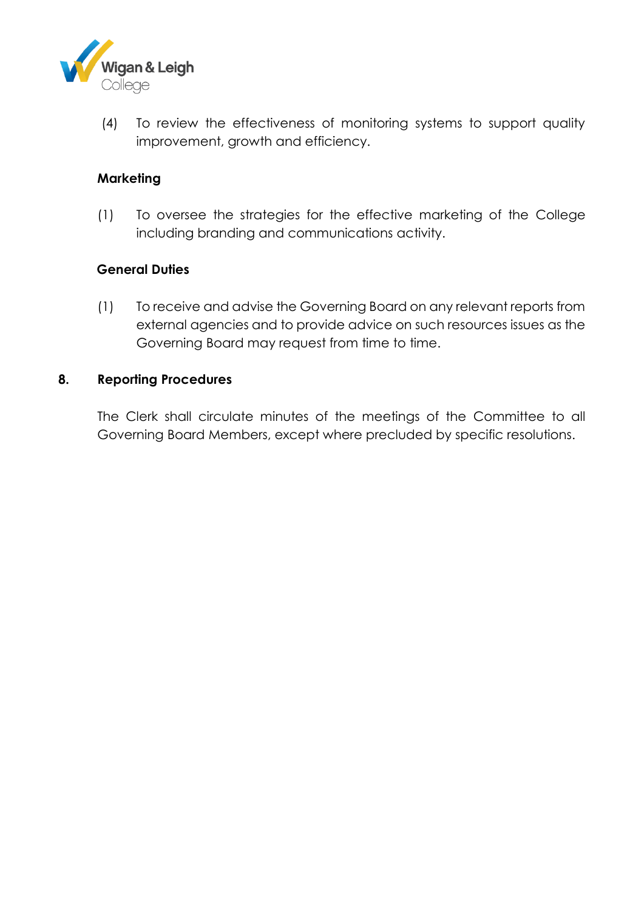(4) To review the effectiveness of monitoring systems to support quality improvement, growth and efficiency.

**Marketing**

(1) To oversee the strategies for the effective marketing of the College including branding and communications activity.

**General Duties**

(1) To receive and advise the Governing Board on any relevant reports from external agencies and to provide advice on such resources issues as the Governing Board may request from time to time.

## 8. Reporting Procedures

The Clerk shall circulate minutes of the meetings of the Committee to all Governing Board Members, except where precluded by specific resolutions.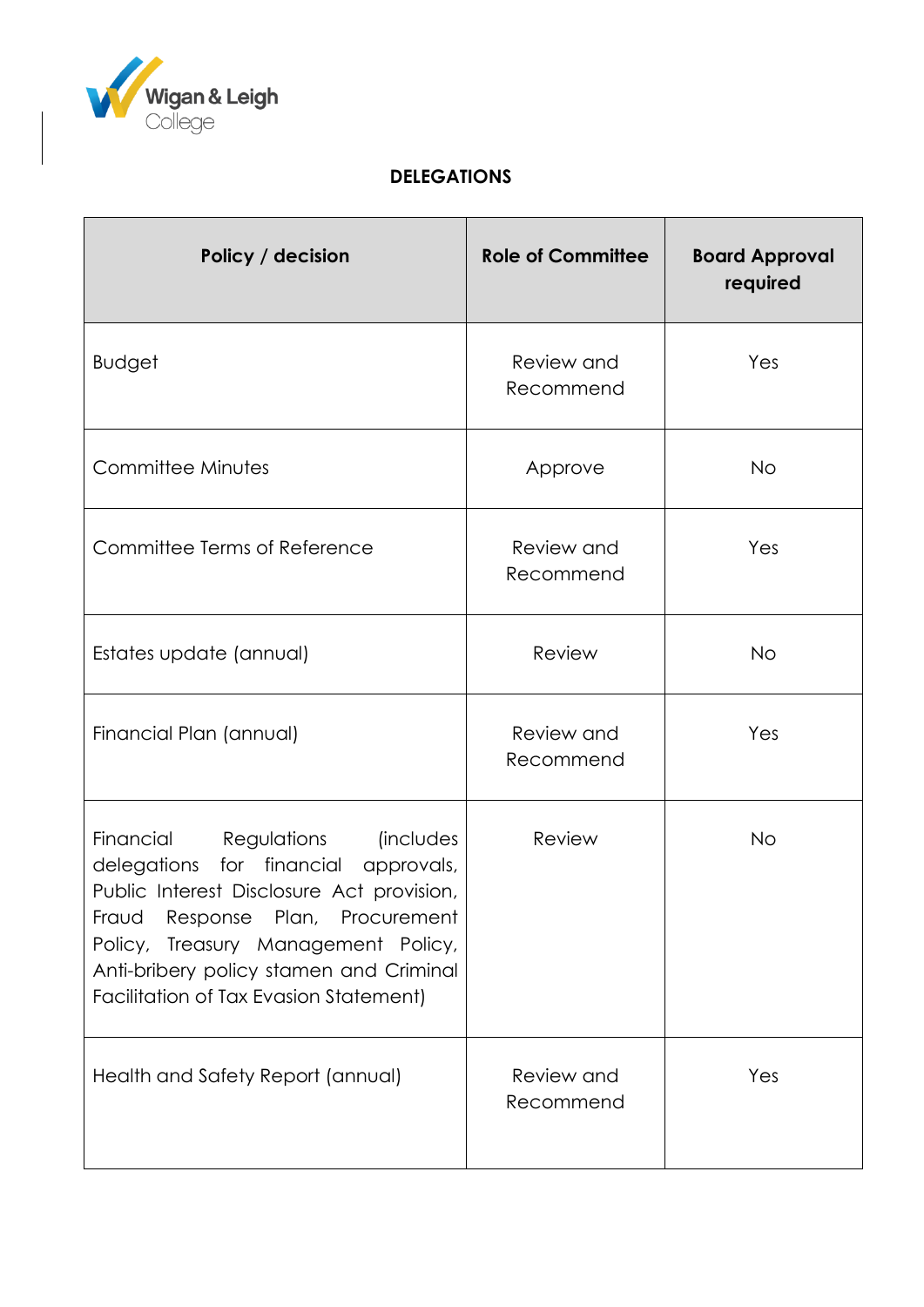**DELEGATIONS**

| Policy / decision | Role of Committee | Board Approval required |
|---|---|---|
| Budget | Review and Recommend | Yes |
| Committee Minutes | Approve | No |
| Committee Terms of Reference | Review and Recommend | Yes |
| Estates update (annual) | Review | No |
| Financial Plan (annual) | Review and Recommend | Yes |
| Financial Regulations (includes delegations for financial approvals, Public Interest Disclosure Act provision, Fraud Response Plan, Procurement Policy, Treasury Management Policy, Anti-bribery policy stamen and Criminal Facilitation of Tax Evasion Statement) | Review | No |
| Health and Safety Report (annual) | Review and Recommend | Yes |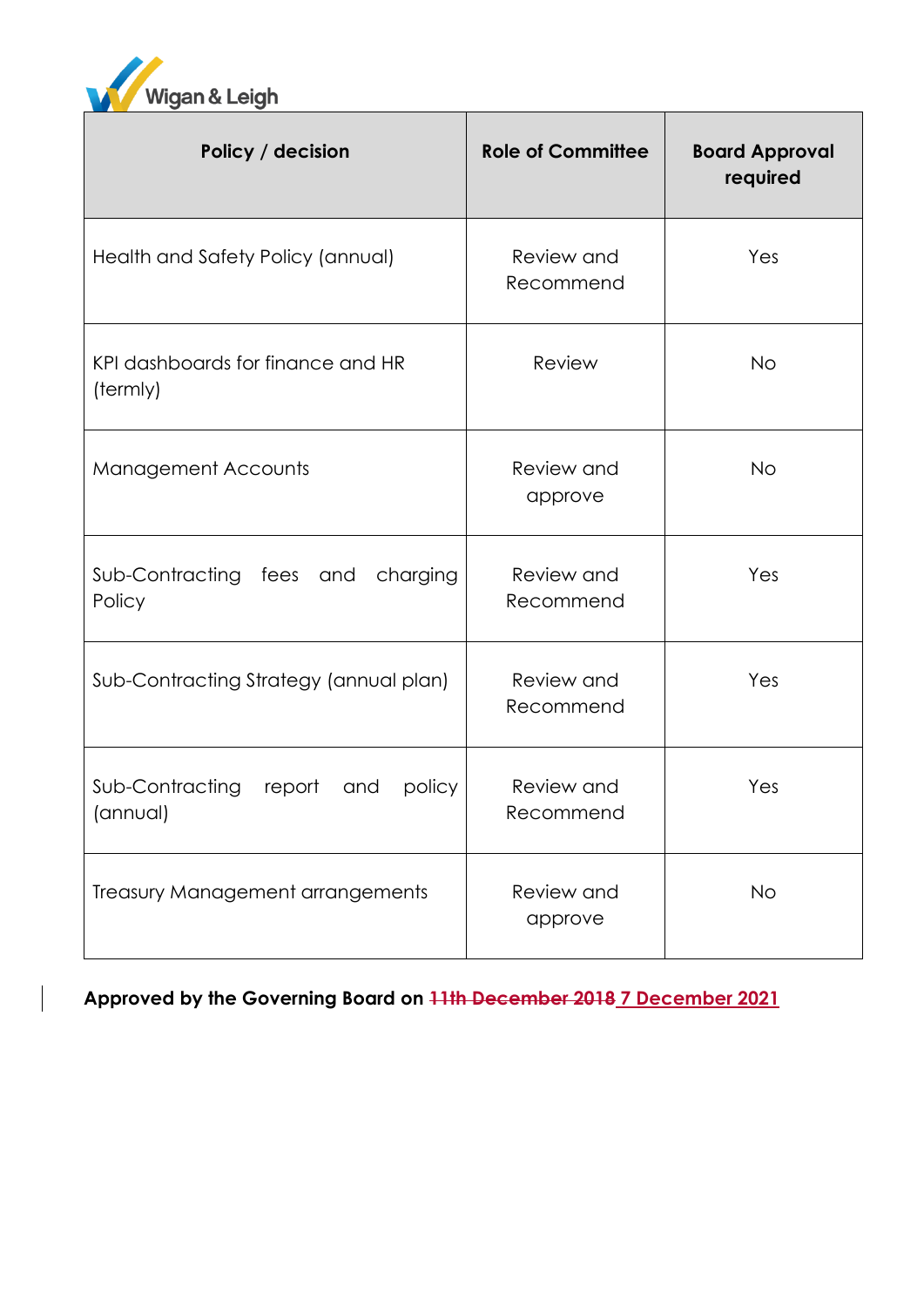| Policy / decision | Role of Committee | Board Approval required |
|---|---|---|
| Health and Safety Policy (annual) | Review and Recommend | Yes |
| KPI dashboards for finance and HR (termly) | Review | No |
| Management Accounts | Review and approve | No |
| Sub-Contracting fees and charging Policy | Review and Recommend | Yes |
| Sub-Contracting Strategy (annual plan) | Review and Recommend | Yes |
| Sub-Contracting report and policy (annual) | Review and Recommend | Yes |
| Treasury Management arrangements | Review and approve | No |

**Approved by the Governing Board on ~~11th December 2018~~ 7 December 2021**